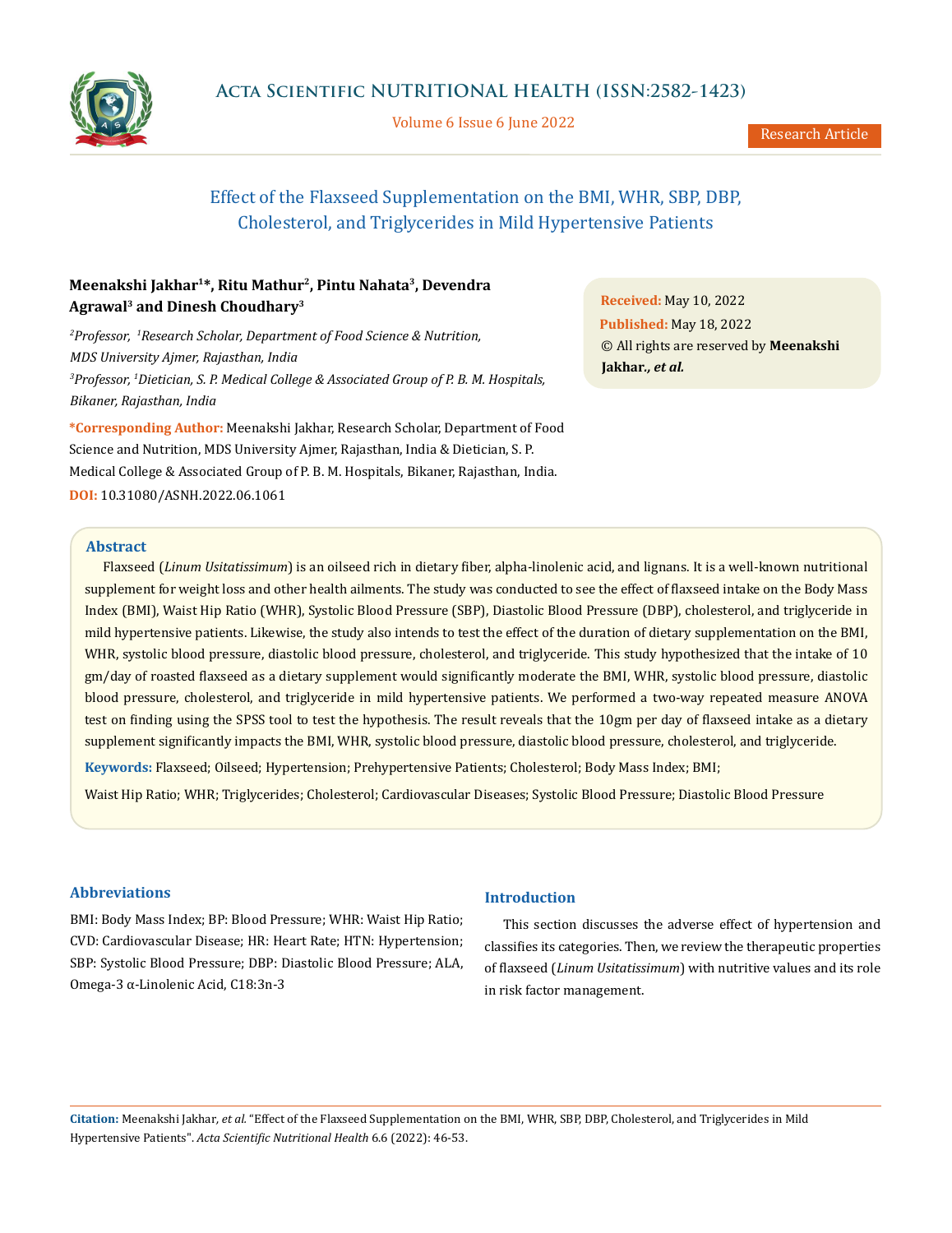# Effect of the Flaxseed Supplementation on the BMI, WHR, SBP, DBP, Cholesterol, and Triglycerides in Mild Hypertensive Patients

**Meenakshi Jakhar[1]*, Ritu Mathur[2], Pintu Nahata[3], Devendra Agrawal[3] and Dinesh Choudhary[3]**

*[2]Professor, [1]Research Scholar, Department of Food Science & Nutrition, MDS University Ajmer, Rajasthan, India*

*[3]Professor, [1]Dietician, S. P. Medical College & Associated Group of P. B. M. Hospitals, Bikaner, Rajasthan, India*

**\*Corresponding Author:** Meenakshi Jakhar, Research Scholar, Department of Food Science and Nutrition, MDS University Ajmer, Rajasthan, India & Dietician, S. P. Medical College & Associated Group of P. B. M. Hospitals, Bikaner, Rajasthan, India.

**DOI:** 10.31080/ASNH.2022.06.1061

**Received:** May 10, 2022
**Published:** May 18, 2022
© All rights are reserved by **Meenakshi Jakhar.,** ***et al.***

## Abstract

Flaxseed (*Linum Usitatissimum*) is an oilseed rich in dietary fiber, alpha-linolenic acid, and lignans. It is a well-known nutritional supplement for weight loss and other health ailments. The study was conducted to see the effect of flaxseed intake on the Body Mass Index (BMI), Waist Hip Ratio (WHR), Systolic Blood Pressure (SBP), Diastolic Blood Pressure (DBP), cholesterol, and triglyceride in mild hypertensive patients. Likewise, the study also intends to test the effect of the duration of dietary supplementation on the BMI, WHR, systolic blood pressure, diastolic blood pressure, cholesterol, and triglyceride. This study hypothesized that the intake of 10 gm/day of roasted flaxseed as a dietary supplement would significantly moderate the BMI, WHR, systolic blood pressure, diastolic blood pressure, cholesterol, and triglyceride in mild hypertensive patients. We performed a two-way repeated measure ANOVA test on finding using the SPSS tool to test the hypothesis. The result reveals that the 10gm per day of flaxseed intake as a dietary supplement significantly impacts the BMI, WHR, systolic blood pressure, diastolic blood pressure, cholesterol, and triglyceride.

**Keywords:** Flaxseed; Oilseed; Hypertension; Prehypertensive Patients; Cholesterol; Body Mass Index; BMI; Waist Hip Ratio; WHR; Triglycerides; Cholesterol; Cardiovascular Diseases; Systolic Blood Pressure; Diastolic Blood Pressure

## Abbreviations

BMI: Body Mass Index; BP: Blood Pressure; WHR: Waist Hip Ratio; CVD: Cardiovascular Disease; HR: Heart Rate; HTN: Hypertension; SBP: Systolic Blood Pressure; DBP: Diastolic Blood Pressure; ALA, Omega-3 α-Linolenic Acid, C18:3n-3

## Introduction

This section discusses the adverse effect of hypertension and classifies its categories. Then, we review the therapeutic properties of flaxseed (*Linum Usitatissimum*) with nutritive values and its role in risk factor management.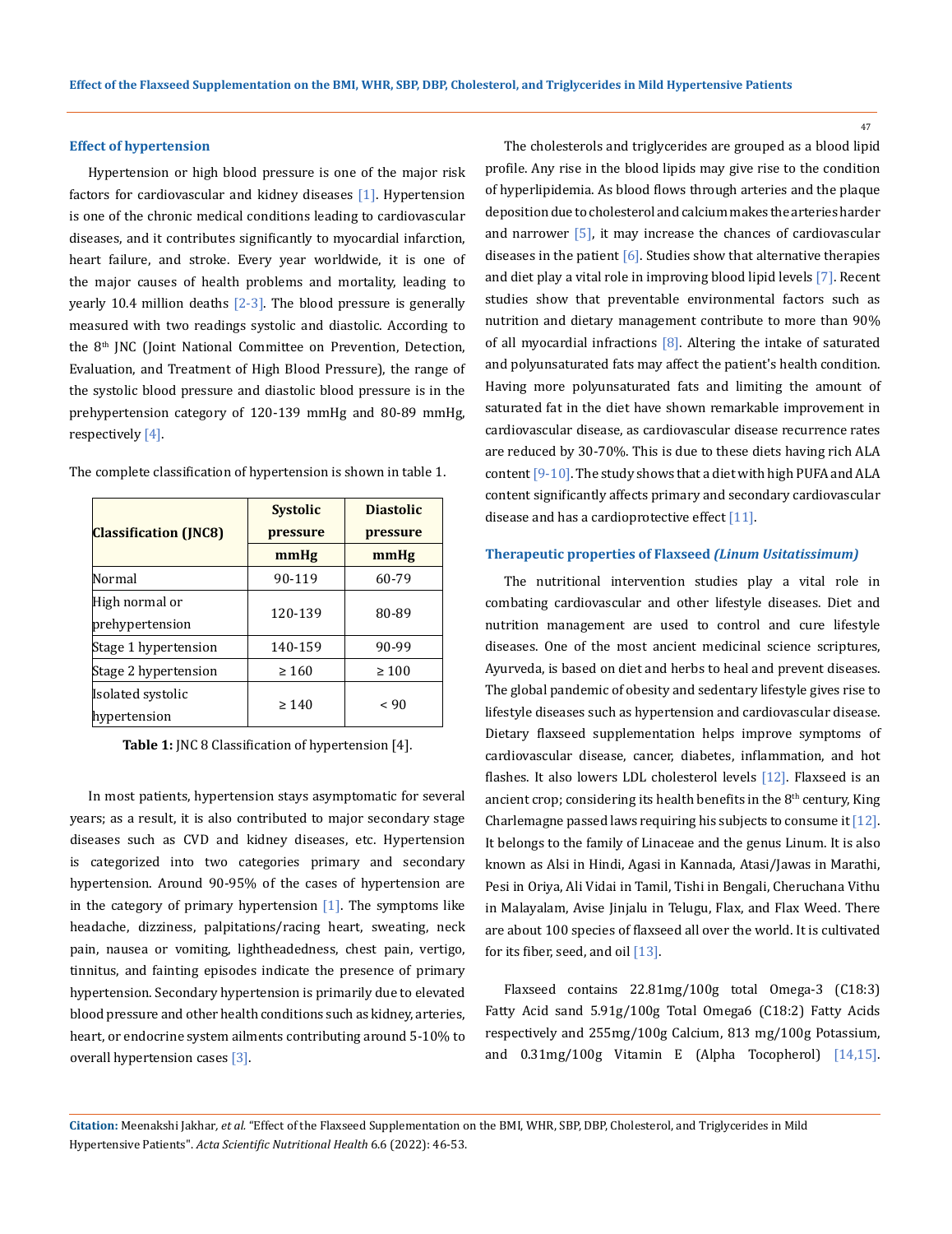## Effect of hypertension

Hypertension or high blood pressure is one of the major risk factors for cardiovascular and kidney diseases [1]. Hypertension is one of the chronic medical conditions leading to cardiovascular diseases, and it contributes significantly to myocardial infarction, heart failure, and stroke. Every year worldwide, it is one of the major causes of health problems and mortality, leading to yearly 10.4 million deaths [2-3]. The blood pressure is generally measured with two readings systolic and diastolic. According to the 8th JNC (Joint National Committee on Prevention, Detection, Evaluation, and Treatment of High Blood Pressure), the range of the systolic blood pressure and diastolic blood pressure is in the prehypertension category of 120-139 mmHg and 80-89 mmHg, respectively [4].

The complete classification of hypertension is shown in table 1.

| Classification (JNC8) | Systolic pressure mmHg | Diastolic pressure mmHg |
| --- | --- | --- |
| Normal | 90-119 | 60-79 |
| High normal or prehypertension | 120-139 | 80-89 |
| Stage 1 hypertension | 140-159 | 90-99 |
| Stage 2 hypertension | ≥ 160 | ≥ 100 |
| Isolated systolic hypertension | ≥ 140 | < 90 |

**Table 1:** JNC 8 Classification of hypertension [4].

In most patients, hypertension stays asymptomatic for several years; as a result, it is also contributed to major secondary stage diseases such as CVD and kidney diseases, etc. Hypertension is categorized into two categories primary and secondary hypertension. Around 90-95% of the cases of hypertension are in the category of primary hypertension [1]. The symptoms like headache, dizziness, palpitations/racing heart, sweating, neck pain, nausea or vomiting, lightheadedness, chest pain, vertigo, tinnitus, and fainting episodes indicate the presence of primary hypertension. Secondary hypertension is primarily due to elevated blood pressure and other health conditions such as kidney, arteries, heart, or endocrine system ailments contributing around 5-10% to overall hypertension cases [3].

The cholesterols and triglycerides are grouped as a blood lipid profile. Any rise in the blood lipids may give rise to the condition of hyperlipidemia. As blood flows through arteries and the plaque deposition due to cholesterol and calcium makes the arteries harder and narrower [5], it may increase the chances of cardiovascular diseases in the patient [6]. Studies show that alternative therapies and diet play a vital role in improving blood lipid levels [7]. Recent studies show that preventable environmental factors such as nutrition and dietary management contribute to more than 90% of all myocardial infractions [8]. Altering the intake of saturated and polyunsaturated fats may affect the patient's health condition. Having more polyunsaturated fats and limiting the amount of saturated fat in the diet have shown remarkable improvement in cardiovascular disease, as cardiovascular disease recurrence rates are reduced by 30-70%. This is due to these diets having rich ALA content [9-10]. The study shows that a diet with high PUFA and ALA content significantly affects primary and secondary cardiovascular disease and has a cardioprotective effect [11].

## Therapeutic properties of Flaxseed *(Linum Usitatissimum)*

The nutritional intervention studies play a vital role in combating cardiovascular and other lifestyle diseases. Diet and nutrition management are used to control and cure lifestyle diseases. One of the most ancient medicinal science scriptures, Ayurveda, is based on diet and herbs to heal and prevent diseases. The global pandemic of obesity and sedentary lifestyle gives rise to lifestyle diseases such as hypertension and cardiovascular disease. Dietary flaxseed supplementation helps improve symptoms of cardiovascular disease, cancer, diabetes, inflammation, and hot flashes. It also lowers LDL cholesterol levels [12]. Flaxseed is an ancient crop; considering its health benefits in the 8th century, King Charlemagne passed laws requiring his subjects to consume it [12]. It belongs to the family of Linaceae and the genus Linum. It is also known as Alsi in Hindi, Agasi in Kannada, Atasi/Jawas in Marathi, Pesi in Oriya, Ali Vidai in Tamil, Tishi in Bengali, Cheruchana Vithu in Malayalam, Avise Jinjalu in Telugu, Flax, and Flax Weed. There are about 100 species of flaxseed all over the world. It is cultivated for its fiber, seed, and oil [13].

Flaxseed contains 22.81mg/100g total Omega-3 (C18:3) Fatty Acid sand 5.91g/100g Total Omega6 (C18:2) Fatty Acids respectively and 255mg/100g Calcium, 813 mg/100g Potassium, and 0.31mg/100g Vitamin E (Alpha Tocopherol) [14,15].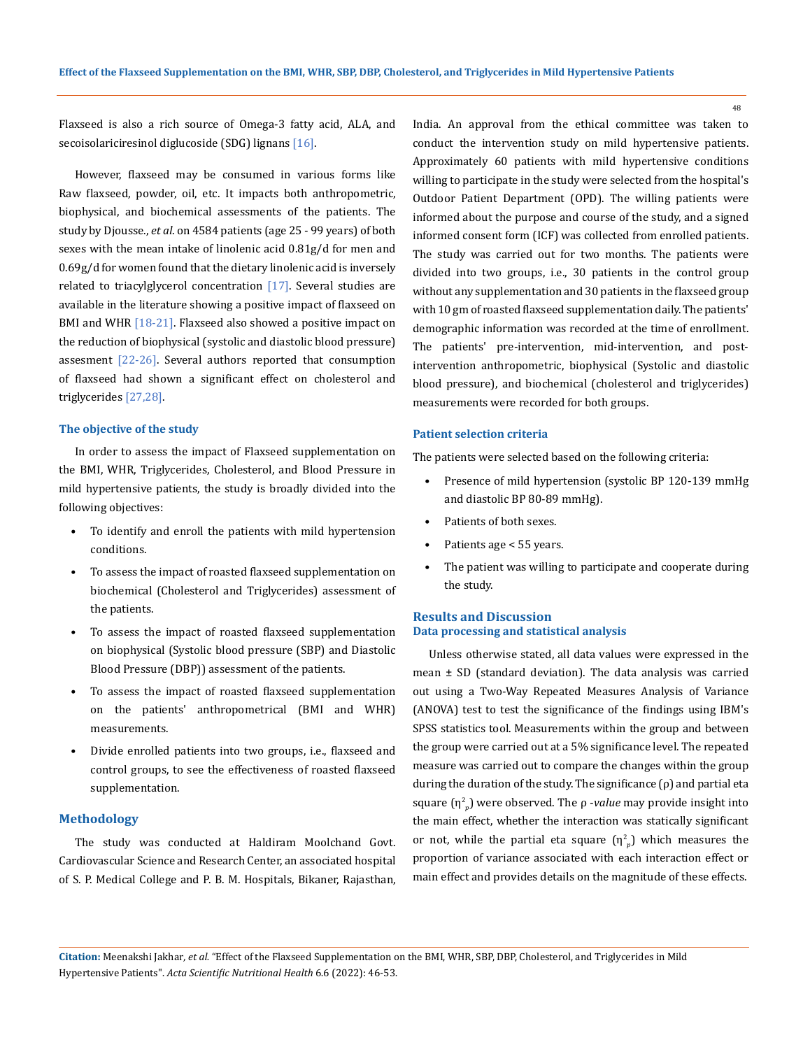Flaxseed is also a rich source of Omega-3 fatty acid, ALA, and secoisolariciresinol diglucoside (SDG) lignans [16].

However, flaxseed may be consumed in various forms like Raw flaxseed, powder, oil, etc. It impacts both anthropometric, biophysical, and biochemical assessments of the patients. The study by Djousse., *et al*. on 4584 patients (age 25 - 99 years) of both sexes with the mean intake of linolenic acid 0.81g/d for men and 0.69g/d for women found that the dietary linolenic acid is inversely related to triacylglycerol concentration [17]. Several studies are available in the literature showing a positive impact of flaxseed on BMI and WHR [18-21]. Flaxseed also showed a positive impact on the reduction of biophysical (systolic and diastolic blood pressure) assesment [22-26]. Several authors reported that consumption of flaxseed had shown a significant effect on cholesterol and triglycerides [27,28].

### The objective of the study

In order to assess the impact of Flaxseed supplementation on the BMI, WHR, Triglycerides, Cholesterol, and Blood Pressure in mild hypertensive patients, the study is broadly divided into the following objectives:

- To identify and enroll the patients with mild hypertension conditions.
- To assess the impact of roasted flaxseed supplementation on biochemical (Cholesterol and Triglycerides) assessment of the patients.
- To assess the impact of roasted flaxseed supplementation on biophysical (Systolic blood pressure (SBP) and Diastolic Blood Pressure (DBP)) assessment of the patients.
- To assess the impact of roasted flaxseed supplementation on the patients' anthropometrical (BMI and WHR) measurements.
- Divide enrolled patients into two groups, i.e., flaxseed and control groups, to see the effectiveness of roasted flaxseed supplementation.

## Methodology

The study was conducted at Haldiram Moolchand Govt. Cardiovascular Science and Research Center, an associated hospital of S. P. Medical College and P. B. M. Hospitals, Bikaner, Rajasthan, India. An approval from the ethical committee was taken to conduct the intervention study on mild hypertensive patients. Approximately 60 patients with mild hypertensive conditions willing to participate in the study were selected from the hospital's Outdoor Patient Department (OPD). The willing patients were informed about the purpose and course of the study, and a signed informed consent form (ICF) was collected from enrolled patients. The study was carried out for two months. The patients were divided into two groups, i.e., 30 patients in the control group without any supplementation and 30 patients in the flaxseed group with 10 gm of roasted flaxseed supplementation daily. The patients' demographic information was recorded at the time of enrollment. The patients' pre-intervention, mid-intervention, and post-intervention anthropometric, biophysical (Systolic and diastolic blood pressure), and biochemical (cholesterol and triglycerides) measurements were recorded for both groups.

### Patient selection criteria

The patients were selected based on the following criteria:

- Presence of mild hypertension (systolic BP 120-139 mmHg and diastolic BP 80-89 mmHg).
- Patients of both sexes.
- Patients age < 55 years.
- The patient was willing to participate and cooperate during the study.

## Results and Discussion

### Data processing and statistical analysis

Unless otherwise stated, all data values were expressed in the mean ± SD (standard deviation). The data analysis was carried out using a Two-Way Repeated Measures Analysis of Variance (ANOVA) test to test the significance of the findings using IBM's SPSS statistics tool. Measurements within the group and between the group were carried out at a 5% significance level. The repeated measure was carried out to compare the changes within the group during the duration of the study. The significance ($\rho$) and partial eta square ($\eta^2_p$) were observed. The $\rho$ -*value* may provide insight into the main effect, whether the interaction was statically significant or not, while the partial eta square ($\eta^2_p$) which measures the proportion of variance associated with each interaction effect or main effect and provides details on the magnitude of these effects.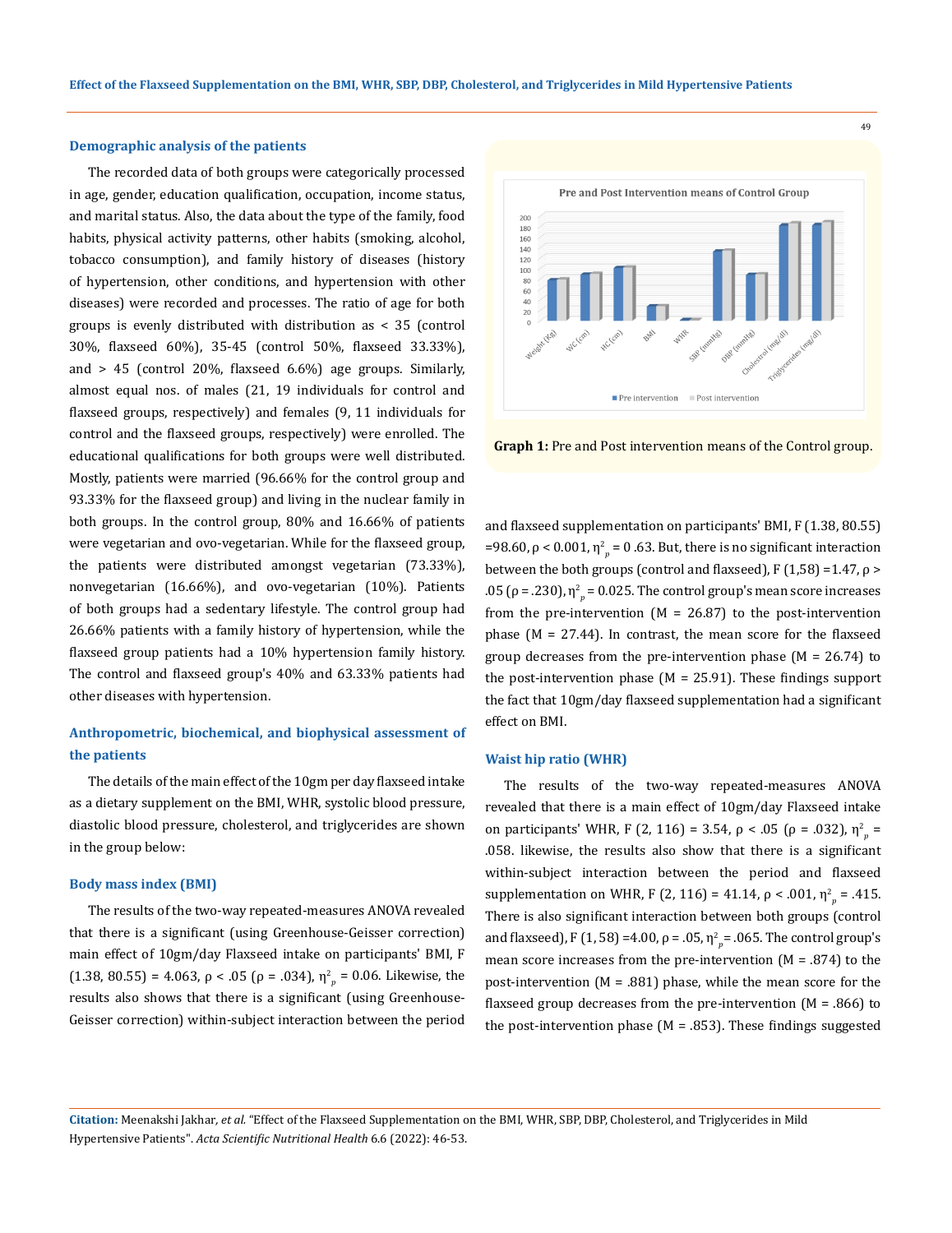### Demographic analysis of the patients

The recorded data of both groups were categorically processed in age, gender, education qualification, occupation, income status, and marital status. Also, the data about the type of the family, food habits, physical activity patterns, other habits (smoking, alcohol, tobacco consumption), and family history of diseases (history of hypertension, other conditions, and hypertension with other diseases) were recorded and processes. The ratio of age for both groups is evenly distributed with distribution as < 35 (control 30%, flaxseed 60%), 35-45 (control 50%, flaxseed 33.33%), and > 45 (control 20%, flaxseed 6.6%) age groups. Similarly, almost equal nos. of males (21, 19 individuals for control and flaxseed groups, respectively) and females (9, 11 individuals for control and the flaxseed groups, respectively) were enrolled. The educational qualifications for both groups were well distributed. Mostly, patients were married (96.66% for the control group and 93.33% for the flaxseed group) and living in the nuclear family in both groups. In the control group, 80% and 16.66% of patients were vegetarian and ovo-vegetarian. While for the flaxseed group, the patients were distributed amongst vegetarian (73.33%), nonvegetarian (16.66%), and ovo-vegetarian (10%). Patients of both groups had a sedentary lifestyle. The control group had 26.66% patients with a family history of hypertension, while the flaxseed group patients had a 10% hypertension family history. The control and flaxseed group's 40% and 63.33% patients had other diseases with hypertension.

### Anthropometric, biochemical, and biophysical assessment of the patients

The details of the main effect of the 10gm per day flaxseed intake as a dietary supplement on the BMI, WHR, systolic blood pressure, diastolic blood pressure, cholesterol, and triglycerides are shown in the group below:

### Body mass index (BMI)

The results of the two-way repeated-measures ANOVA revealed that there is a significant (using Greenhouse-Geisser correction) main effect of 10gm/day Flaxseed intake on participants' BMI, $F(1.38, 80.55) = 4.063$, $\rho < .05$ ($\rho = .034$), $\eta^2_p = 0.06$. Likewise, the results also shows that there is a significant (using Greenhouse-Geisser correction) within-subject interaction between the period and flaxseed supplementation on participants' BMI, $F(1.38, 80.55) = 98.60$, $\rho < 0.001$, $\eta^2_p = 0.63$. But, there is no significant interaction between the both groups (control and flaxseed), $F(1,58) = 1.47$, $\rho > .05$ ($\rho = .230$), $\eta^2_p = 0.025$. The control group's mean score increases from the pre-intervention (M = 26.87) to the post-intervention phase (M = 27.44). In contrast, the mean score for the flaxseed group decreases from the pre-intervention phase (M = 26.74) to the post-intervention phase (M = 25.91). These findings support the fact that 10gm/day flaxseed supplementation had a significant effect on BMI.

**Graph 1:** Pre and Post intervention means of the Control group.

### Waist hip ratio (WHR)

The results of the two-way repeated-measures ANOVA revealed that there is a main effect of 10gm/day Flaxseed intake on participants' WHR, $F(2, 116) = 3.54$, $\rho < .05$ ($\rho = .032$), $\eta^2_p = .058$. likewise, the results also show that there is a significant within-subject interaction between the period and flaxseed supplementation on WHR, $F(2, 116) = 41.14$, $\rho < .001$, $\eta^2_p = .415$. There is also significant interaction between both groups (control and flaxseed), $F(1, 58) = 4.00$, $\rho = .05$, $\eta^2_p = .065$. The control group's mean score increases from the pre-intervention (M = .874) to the post-intervention (M = .881) phase, while the mean score for the flaxseed group decreases from the pre-intervention (M = .866) to the post-intervention phase (M = .853). These findings suggested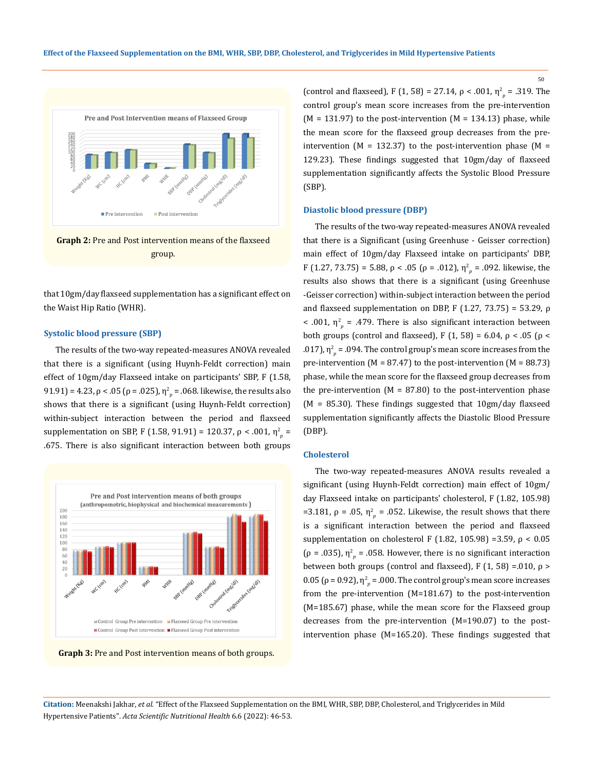Graph 2: Pre and Post intervention means of the flaxseed group.

that 10gm/day flaxseed supplementation has a significant effect on the Waist Hip Ratio (WHR).

### Systolic blood pressure (SBP)

The results of the two-way repeated-measures ANOVA revealed that there is a significant (using Huynh-Feldt correction) main effect of 10gm/day Flaxseed intake on participants' SBP, F (1.58, 91.91) = 4.23, ρ < .05 (ρ = .025), $\eta^2_p$ = .068. likewise, the results also shows that there is a significant (using Huynh-Feldt correction) within-subject interaction between the period and flaxseed supplementation on SBP, F (1.58, 91.91) = 120.37, ρ < .001, $\eta^2_p$ = .675. There is also significant interaction between both groups (control and flaxseed), F (1, 58) = 27.14, ρ < .001, $\eta^2_p$ = .319. The control group's mean score increases from the pre-intervention (M = 131.97) to the post-intervention (M = 134.13) phase, while the mean score for the flaxseed group decreases from the pre-intervention (M = 132.37) to the post-intervention phase (M = 129.23). These findings suggested that 10gm/day of flaxseed supplementation significantly affects the Systolic Blood Pressure (SBP).

Graph 3: Pre and Post intervention means of both groups.

### Diastolic blood pressure (DBP)

The results of the two-way repeated-measures ANOVA revealed that there is a Significant (using Greenhuse - Geisser correction) main effect of 10gm/day Flaxseed intake on participants' DBP, F (1.27, 73.75) = 5.88, ρ < .05 (ρ = .012), $\eta^2_p$ = .092. likewise, the results also shows that there is a significant (using Greenhuse -Geisser correction) within-subject interaction between the period and flaxseed supplementation on DBP, F (1.27, 73.75) = 53.29, ρ < .001, $\eta^2_p$ = .479. There is also significant interaction between both groups (control and flaxseed), F (1, 58) = 6.04, ρ < .05 (ρ < .017), $\eta^2_p$ = .094. The control group's mean score increases from the pre-intervention (M = 87.47) to the post-intervention (M = 88.73) phase, while the mean score for the flaxseed group decreases from the pre-intervention (M = 87.80) to the post-intervention phase (M = 85.30). These findings suggested that 10gm/day flaxseed supplementation significantly affects the Diastolic Blood Pressure (DBP).

### Cholesterol

The two-way repeated-measures ANOVA results revealed a significant (using Huynh-Feldt correction) main effect of 10gm/day Flaxseed intake on participants' cholesterol, F (1.82, 105.98) =3.181, ρ = .05, $\eta^2_p$ = .052. Likewise, the result shows that there is a significant interaction between the period and flaxseed supplementation on cholesterol F (1.82, 105.98) =3.59, ρ < 0.05 (ρ = .035), $\eta^2_p$ = .058. However, there is no significant interaction between both groups (control and flaxseed), F (1, 58) =.010, ρ > 0.05 (ρ = 0.92), $\eta^2_p$ = .000. The control group's mean score increases from the pre-intervention (M=181.67) to the post-intervention (M=185.67) phase, while the mean score for the Flaxseed group decreases from the pre-intervention (M=190.07) to the post-intervention phase (M=165.20). These findings suggested that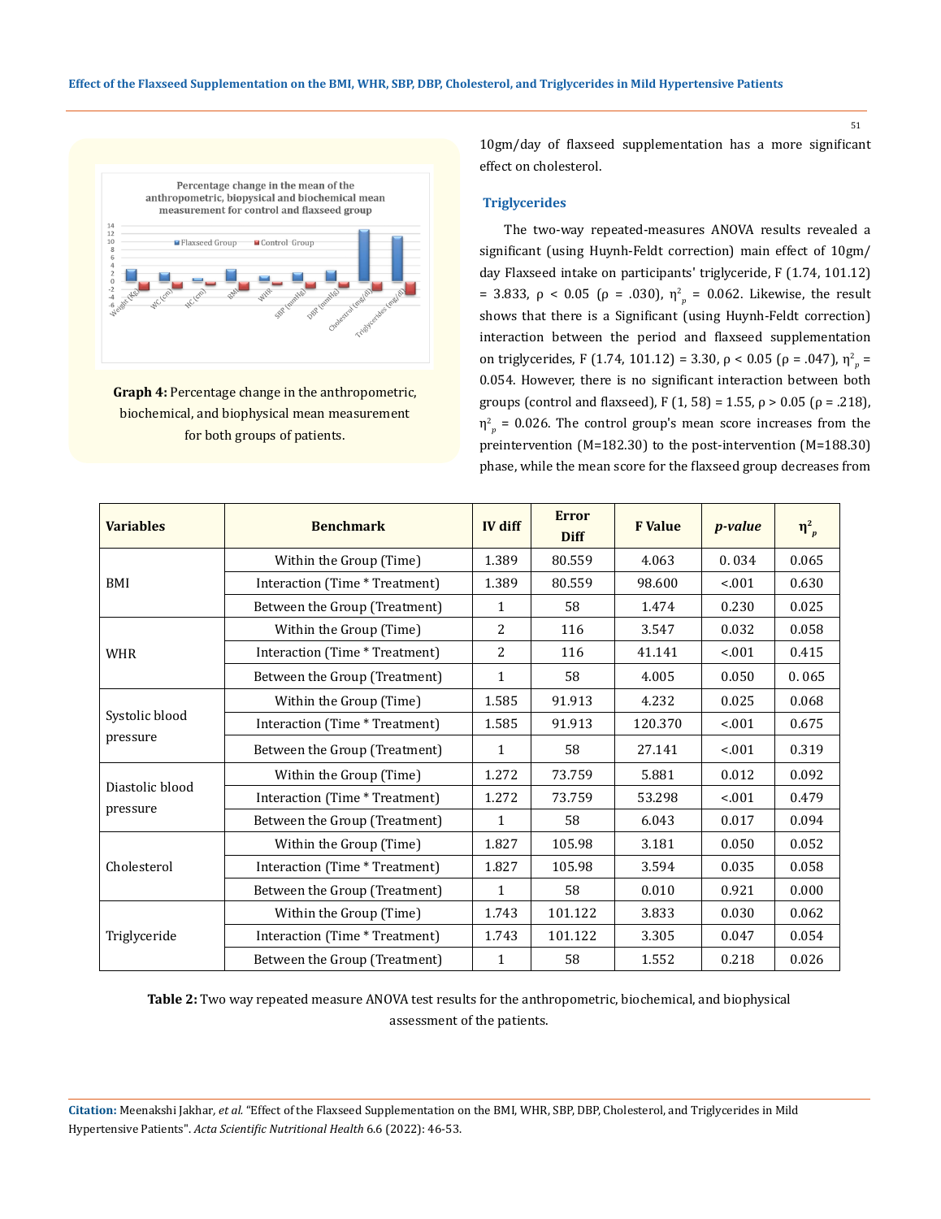Graph 4: Percentage change in the anthropometric, biochemical, and biophysical mean measurement for both groups of patients.

10gm/day of flaxseed supplementation has a more significant effect on cholesterol.

### Triglycerides

The two-way repeated-measures ANOVA results revealed a significant (using Huynh-Feldt correction) main effect of 10gm/day Flaxseed intake on participants' triglyceride, F (1.74, 101.12) = 3.833, ρ < 0.05 (ρ = .030), $\eta^2_p$ = 0.062. Likewise, the result shows that there is a Significant (using Huynh-Feldt correction) interaction between the period and flaxseed supplementation on triglycerides, F (1.74, 101.12) = 3.30, ρ < 0.05 (ρ = .047), $\eta^2_p$ = 0.054. However, there is no significant interaction between both groups (control and flaxseed), F (1, 58) = 1.55, ρ > 0.05 (ρ = .218), $\eta^2_p$ = 0.026. The control group's mean score increases from the preintervention (M=182.30) to the post-intervention (M=188.30) phase, while the mean score for the flaxseed group decreases from

| Variables | Benchmark | IV diff | Error Diff | F Value | *p-value* | $\eta^2_p$ |
|---|---|---|---|---|---|---|
| BMI | Within the Group (Time) | 1.389 | 80.559 | 4.063 | 0. 034 | 0.065 |
| | Interaction (Time * Treatment) | 1.389 | 80.559 | 98.600 | <.001 | 0.630 |
| | Between the Group (Treatment) | 1 | 58 | 1.474 | 0.230 | 0.025 |
| WHR | Within the Group (Time) | 2 | 116 | 3.547 | 0.032 | 0.058 |
| | Interaction (Time * Treatment) | 2 | 116 | 41.141 | <.001 | 0.415 |
| | Between the Group (Treatment) | 1 | 58 | 4.005 | 0.050 | 0. 065 |
| Systolic blood pressure | Within the Group (Time) | 1.585 | 91.913 | 4.232 | 0.025 | 0.068 |
| | Interaction (Time * Treatment) | 1.585 | 91.913 | 120.370 | <.001 | 0.675 |
| | Between the Group (Treatment) | 1 | 58 | 27.141 | <.001 | 0.319 |
| Diastolic blood pressure | Within the Group (Time) | 1.272 | 73.759 | 5.881 | 0.012 | 0.092 |
| | Interaction (Time * Treatment) | 1.272 | 73.759 | 53.298 | <.001 | 0.479 |
| | Between the Group (Treatment) | 1 | 58 | 6.043 | 0.017 | 0.094 |
| Cholesterol | Within the Group (Time) | 1.827 | 105.98 | 3.181 | 0.050 | 0.052 |
| | Interaction (Time * Treatment) | 1.827 | 105.98 | 3.594 | 0.035 | 0.058 |
| | Between the Group (Treatment) | 1 | 58 | 0.010 | 0.921 | 0.000 |
| Triglyceride | Within the Group (Time) | 1.743 | 101.122 | 3.833 | 0.030 | 0.062 |
| | Interaction (Time * Treatment) | 1.743 | 101.122 | 3.305 | 0.047 | 0.054 |
| | Between the Group (Treatment) | 1 | 58 | 1.552 | 0.218 | 0.026 |

**Table 2:** Two way repeated measure ANOVA test results for the anthropometric, biochemical, and biophysical assessment of the patients.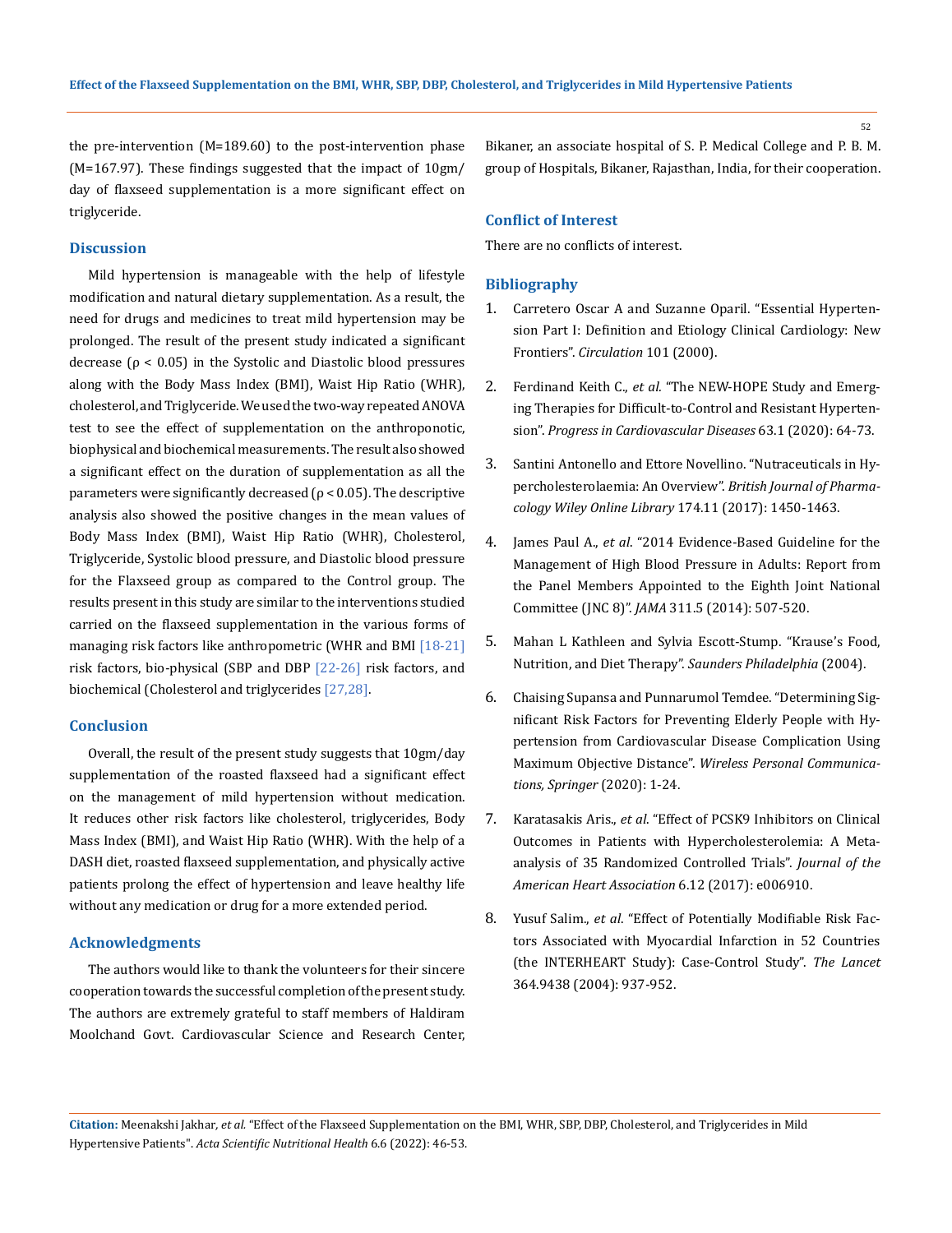the pre-intervention (M=189.60) to the post-intervention phase (M=167.97). These findings suggested that the impact of 10gm/day of flaxseed supplementation is a more significant effect on triglyceride.

## Discussion

Mild hypertension is manageable with the help of lifestyle modification and natural dietary supplementation. As a result, the need for drugs and medicines to treat mild hypertension may be prolonged. The result of the present study indicated a significant decrease ($\rho < 0.05$) in the Systolic and Diastolic blood pressures along with the Body Mass Index (BMI), Waist Hip Ratio (WHR), cholesterol, and Triglyceride. We used the two-way repeated ANOVA test to see the effect of supplementation on the anthroponotic, biophysical and biochemical measurements. The result also showed a significant effect on the duration of supplementation as all the parameters were significantly decreased ($\rho < 0.05$). The descriptive analysis also showed the positive changes in the mean values of Body Mass Index (BMI), Waist Hip Ratio (WHR), Cholesterol, Triglyceride, Systolic blood pressure, and Diastolic blood pressure for the Flaxseed group as compared to the Control group. The results present in this study are similar to the interventions studied carried on the flaxseed supplementation in the various forms of managing risk factors like anthropometric (WHR and BMI [18-21] risk factors, bio-physical (SBP and DBP [22-26] risk factors, and biochemical (Cholesterol and triglycerides [27,28].

## Conclusion

Overall, the result of the present study suggests that 10gm/day supplementation of the roasted flaxseed had a significant effect on the management of mild hypertension without medication. It reduces other risk factors like cholesterol, triglycerides, Body Mass Index (BMI), and Waist Hip Ratio (WHR). With the help of a DASH diet, roasted flaxseed supplementation, and physically active patients prolong the effect of hypertension and leave healthy life without any medication or drug for a more extended period.

## Acknowledgments

The authors would like to thank the volunteers for their sincere cooperation towards the successful completion of the present study. The authors are extremely grateful to staff members of Haldiram Moolchand Govt. Cardiovascular Science and Research Center, Bikaner, an associate hospital of S. P. Medical College and P. B. M. group of Hospitals, Bikaner, Rajasthan, India, for their cooperation.

## Conflict of Interest

There are no conflicts of interest.

## Bibliography

1. Carretero Oscar A and Suzanne Oparil. "Essential Hypertension Part I: Definition and Etiology Clinical Cardiology: New Frontiers". *Circulation* 101 (2000).
2. Ferdinand Keith C., *et al.* "The NEW-HOPE Study and Emerging Therapies for Difficult-to-Control and Resistant Hypertension". *Progress in Cardiovascular Diseases* 63.1 (2020): 64-73.
3. Santini Antonello and Ettore Novellino. "Nutraceuticals in Hypercholesterolaemia: An Overview". *British Journal of Pharmacology Wiley Online Library* 174.11 (2017): 1450-1463.
4. James Paul A., *et al*. "2014 Evidence-Based Guideline for the Management of High Blood Pressure in Adults: Report from the Panel Members Appointed to the Eighth Joint National Committee (JNC 8)". *JAMA* 311.5 (2014): 507-520.
5. Mahan L Kathleen and Sylvia Escott-Stump. "Krause's Food, Nutrition, and Diet Therapy". *Saunders Philadelphia* (2004).
6. Chaising Supansa and Punnarumol Temdee. "Determining Significant Risk Factors for Preventing Elderly People with Hypertension from Cardiovascular Disease Complication Using Maximum Objective Distance". *Wireless Personal Communications, Springer* (2020): 1-24.
7. Karatasakis Aris., *et al*. "Effect of PCSK9 Inhibitors on Clinical Outcomes in Patients with Hypercholesterolemia: A Meta-analysis of 35 Randomized Controlled Trials". *Journal of the American Heart Association* 6.12 (2017): e006910.
8. Yusuf Salim., *et al*. "Effect of Potentially Modifiable Risk Factors Associated with Myocardial Infarction in 52 Countries (the INTERHEART Study): Case-Control Study". *The Lancet* 364.9438 (2004): 937-952.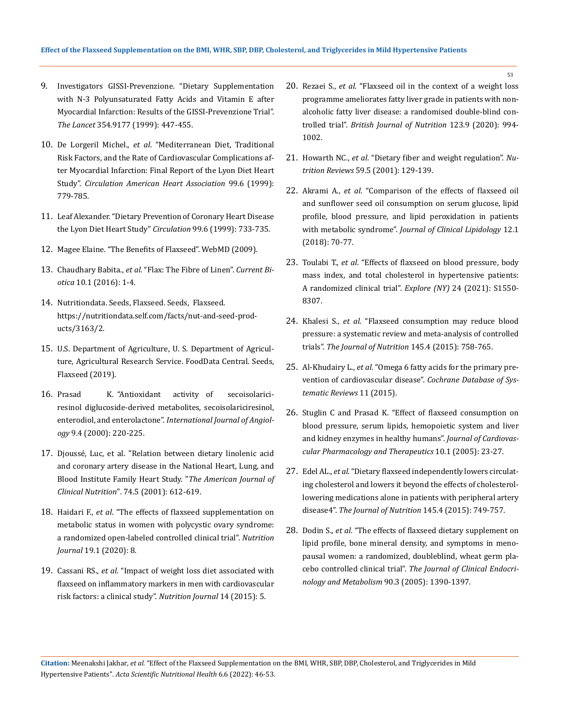9. Investigators GISSI-Prevenzione. "Dietary Supplementation with N-3 Polyunsaturated Fatty Acids and Vitamin E after Myocardial Infarction: Results of the GISSI-Prevenzione Trial". *The Lancet* 354.9177 (1999): 447-455.

10. De Lorgeril Michel., *et al*. "Mediterranean Diet, Traditional Risk Factors, and the Rate of Cardiovascular Complications after Myocardial Infarction: Final Report of the Lyon Diet Heart Study". *Circulation American Heart Association* 99.6 (1999): 779-785.

11. Leaf Alexander. "Dietary Prevention of Coronary Heart Disease the Lyon Diet Heart Study" *Circulation* 99.6 (1999): 733-735.

12. Magee Elaine. "The Benefits of Flaxseed". WebMD (2009).

13. Chaudhary Babita., *et al*. "Flax: The Fibre of Linen". *Current Biotica* 10.1 (2016): 1-4.

14. Nutritiondata. Seeds, Flaxseed. Seeds, Flaxseed. https://nutritiondata.self.com/facts/nut-and-seed-products/3163/2.

15. U.S. Department of Agriculture, U. S. Department of Agriculture, Agricultural Research Service. FoodData Central. Seeds, Flaxseed (2019).

16. Prasad K. "Antioxidant activity of secoisolariciresinol diglucoside-derived metabolites, secoisolariciresinol, enterodiol, and enterolactone". *International Journal of Angiology* 9.4 (2000): 220-225.

17. Djoussé, Luc, et al. "Relation between dietary linolenic acid and coronary artery disease in the National Heart, Lung, and Blood Institute Family Heart Study. "*The American Journal of Clinical Nutrition*". 74.5 (2001): 612-619.

18. Haidari F., *et al*. "The effects of flaxseed supplementation on metabolic status in women with polycystic ovary syndrome: a randomized open-labeled controlled clinical trial". *Nutrition Journal* 19.1 (2020): 8.

19. Cassani RS., *et al*. "Impact of weight loss diet associated with flaxseed on inflammatory markers in men with cardiovascular risk factors: a clinical study". *Nutrition Journal* 14 (2015): 5.

20. Rezaei S., *et al*. "Flaxseed oil in the context of a weight loss programme ameliorates fatty liver grade in patients with non-alcoholic fatty liver disease: a randomised double-blind controlled trial". *British Journal of Nutrition* 123.9 (2020): 994-1002.

21. Howarth NC., *et al*. "Dietary fiber and weight regulation". *Nutrition Reviews* 59.5 (2001): 129-139.

22. Akrami A., *et al*. "Comparison of the effects of flaxseed oil and sunflower seed oil consumption on serum glucose, lipid profile, blood pressure, and lipid peroxidation in patients with metabolic syndrome". *Journal of Clinical Lipidology* 12.1 (2018): 70-77.

23. Toulabi T., *et al*. "Effects of flaxseed on blood pressure, body mass index, and total cholesterol in hypertensive patients: A randomized clinical trial". *Explore (NY)* 24 (2021): S1550-8307.

24. Khalesi S., *et al*. "Flaxseed consumption may reduce blood pressure: a systematic review and meta-analysis of controlled trials". *The Journal of Nutrition* 145.4 (2015): 758-765.

25. Al-Khudairy L., *et al*. "Omega 6 fatty acids for the primary prevention of cardiovascular disease". *Cochrane Database of Systematic Reviews* 11 (2015).

26. Stuglin C and Prasad K. "Effect of flaxseed consumption on blood pressure, serum lipids, hemopoietic system and liver and kidney enzymes in healthy humans". *Journal of Cardiovascular Pharmacology and Therapeutics* 10.1 (2005): 23-27.

27. Edel AL., *et al*. "Dietary flaxseed independently lowers circulating cholesterol and lowers it beyond the effects of cholesterol-lowering medications alone in patients with peripheral artery disease4". *The Journal of Nutrition* 145.4 (2015): 749-757.

28. Dodin S., *et al*. "The effects of flaxseed dietary supplement on lipid profile, bone mineral density, and symptoms in menopausal women: a randomized, doubleblind, wheat germ placebo controlled clinical trial". *The Journal of Clinical Endocrinology and Metabolism* 90.3 (2005): 1390-1397.